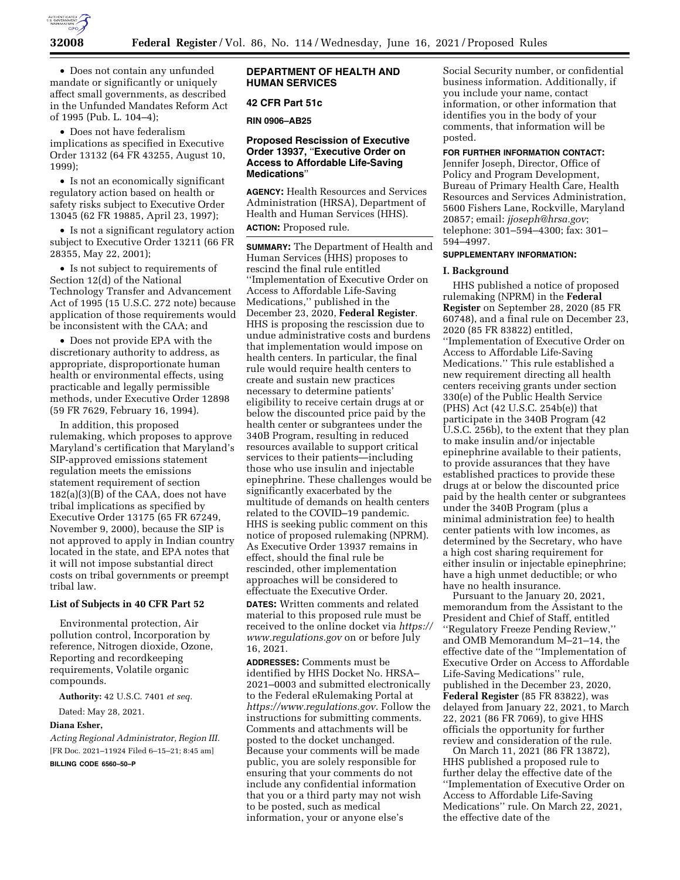- Does not contain any unfunded mandate or significantly or uniquely affect small governments, as described in the Unfunded Mandates Reform Act of 1995 (Pub. L. 104–4);
- Does not have federalism implications as specified in Executive Order 13132 (64 FR 43255, August 10, 1999);
- Is not an economically significant regulatory action based on health or safety risks subject to Executive Order 13045 (62 FR 19885, April 23, 1997);
- Is not a significant regulatory action subject to Executive Order 13211 (66 FR 28355, May 22, 2001);
- Is not subject to requirements of Section 12(d) of the National Technology Transfer and Advancement Act of 1995 (15 U.S.C. 272 note) because application of those requirements would be inconsistent with the CAA; and
- Does not provide EPA with the discretionary authority to address, as appropriate, disproportionate human health or environmental effects, using practicable and legally permissible methods, under Executive Order 12898 (59 FR 7629, February 16, 1994).

In addition, this proposed rulemaking, which proposes to approve Maryland's certification that Maryland's SIP-approved emissions statement regulation meets the emissions statement requirement of section 182(a)(3)(B) of the CAA, does not have tribal implications as specified by Executive Order 13175 (65 FR 67249, November 9, 2000), because the SIP is not approved to apply in Indian country located in the state, and EPA notes that it will not impose substantial direct costs on tribal governments or preempt tribal law.

### List of Subjects in 40 CFR Part 52

Environmental protection, Air pollution control, Incorporation by reference, Nitrogen dioxide, Ozone, Reporting and recordkeeping requirements, Volatile organic compounds.

**Authority:** 42 U.S.C. 7401 *et seq.*

Dated: May 28, 2021.

**Diana Esher,**

*Acting Regional Administrator, Region III.*

[FR Doc. 2021–11924 Filed 6–15–21; 8:45 am]

**BILLING CODE 6560–50–P**

## DEPARTMENT OF HEALTH AND HUMAN SERVICES

### 42 CFR Part 51c

**RIN 0906–AB25**

### Proposed Rescission of Executive Order 13937, "Executive Order on Access to Affordable Life-Saving Medications"

**AGENCY:** Health Resources and Services Administration (HRSA), Department of Health and Human Services (HHS).

**ACTION:** Proposed rule.

**SUMMARY:** The Department of Health and Human Services (HHS) proposes to rescind the final rule entitled "Implementation of Executive Order on Access to Affordable Life-Saving Medications," published in the December 23, 2020, **Federal Register**. HHS is proposing the rescission due to undue administrative costs and burdens that implementation would impose on health centers. In particular, the final rule would require health centers to create and sustain new practices necessary to determine patients' eligibility to receive certain drugs at or below the discounted price paid by the health center or subgrantees under the 340B Program, resulting in reduced resources available to support critical services to their patients—including those who use insulin and injectable epinephrine. These challenges would be significantly exacerbated by the multitude of demands on health centers related to the COVID–19 pandemic. HHS is seeking public comment on this notice of proposed rulemaking (NPRM). As Executive Order 13937 remains in effect, should the final rule be rescinded, other implementation approaches will be considered to effectuate the Executive Order.

**DATES:** Written comments and related material to this proposed rule must be received to the online docket via *https://www.regulations.gov* on or before July 16, 2021.

**ADDRESSES:** Comments must be identified by HHS Docket No. HRSA–2021–0003 and submitted electronically to the Federal eRulemaking Portal at *https://www.regulations.gov*. Follow the instructions for submitting comments. Comments and attachments will be posted to the docket unchanged. Because your comments will be made public, you are solely responsible for ensuring that your comments do not include any confidential information that you or a third party may not wish to be posted, such as medical information, your or anyone else's Social Security number, or confidential business information. Additionally, if you include your name, contact information, or other information that identifies you in the body of your comments, that information will be posted.

**FOR FURTHER INFORMATION CONTACT:** Jennifer Joseph, Director, Office of Policy and Program Development, Bureau of Primary Health Care, Health Resources and Services Administration, 5600 Fishers Lane, Rockville, Maryland 20857; email: *jjoseph@hrsa.gov*; telephone: 301–594–4300; fax: 301–594–4997.

**SUPPLEMENTARY INFORMATION:**

### I. Background

HHS published a notice of proposed rulemaking (NPRM) in the **Federal Register** on September 28, 2020 (85 FR 60748), and a final rule on December 23, 2020 (85 FR 83822) entitled, "Implementation of Executive Order on Access to Affordable Life-Saving Medications." This rule established a new requirement directing all health centers receiving grants under section 330(e) of the Public Health Service (PHS) Act (42 U.S.C. 254b(e)) that participate in the 340B Program (42 U.S.C. 256b), to the extent that they plan to make insulin and/or injectable epinephrine available to their patients, to provide assurances that they have established practices to provide these drugs at or below the discounted price paid by the health center or subgrantees under the 340B Program (plus a minimal administration fee) to health center patients with low incomes, as determined by the Secretary, who have a high cost sharing requirement for either insulin or injectable epinephrine; have a high unmet deductible; or who have no health insurance.

Pursuant to the January 20, 2021, memorandum from the Assistant to the President and Chief of Staff, entitled "Regulatory Freeze Pending Review," and OMB Memorandum M–21–14, the effective date of the "Implementation of Executive Order on Access to Affordable Life-Saving Medications" rule, published in the December 23, 2020, **Federal Register** (85 FR 83822), was delayed from January 22, 2021, to March 22, 2021 (86 FR 7069), to give HHS officials the opportunity for further review and consideration of the rule.

On March 11, 2021 (86 FR 13872), HHS published a proposed rule to further delay the effective date of the "Implementation of Executive Order on Access to Affordable Life-Saving Medications" rule. On March 22, 2021, the effective date of the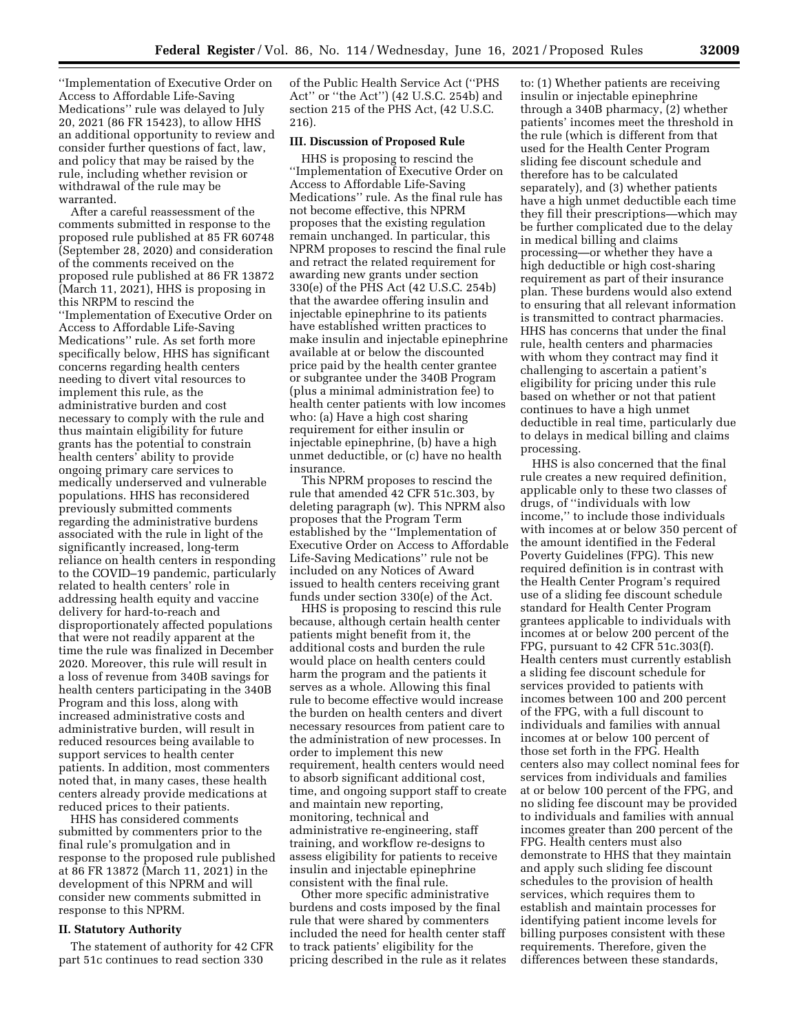''Implementation of Executive Order on Access to Affordable Life-Saving Medications'' rule was delayed to July 20, 2021 (86 FR 15423), to allow HHS an additional opportunity to review and consider further questions of fact, law, and policy that may be raised by the rule, including whether revision or withdrawal of the rule may be warranted.

After a careful reassessment of the comments submitted in response to the proposed rule published at 85 FR 60748 (September 28, 2020) and consideration of the comments received on the proposed rule published at 86 FR 13872 (March 11, 2021), HHS is proposing in this NRPM to rescind the ''Implementation of Executive Order on Access to Affordable Life-Saving Medications'' rule. As set forth more specifically below, HHS has significant concerns regarding health centers needing to divert vital resources to implement this rule, as the administrative burden and cost necessary to comply with the rule and thus maintain eligibility for future grants has the potential to constrain health centers' ability to provide ongoing primary care services to medically underserved and vulnerable populations. HHS has reconsidered previously submitted comments regarding the administrative burdens associated with the rule in light of the significantly increased, long-term reliance on health centers in responding to the COVID–19 pandemic, particularly related to health centers' role in addressing health equity and vaccine delivery for hard-to-reach and disproportionately affected populations that were not readily apparent at the time the rule was finalized in December 2020. Moreover, this rule will result in a loss of revenue from 340B savings for health centers participating in the 340B Program and this loss, along with increased administrative costs and administrative burden, will result in reduced resources being available to support services to health center patients. In addition, most commenters noted that, in many cases, these health centers already provide medications at reduced prices to their patients.

HHS has considered comments submitted by commenters prior to the final rule's promulgation and in response to the proposed rule published at 86 FR 13872 (March 11, 2021) in the development of this NPRM and will consider new comments submitted in response to this NPRM.

## II. Statutory Authority

The statement of authority for 42 CFR part 51c continues to read section 330 of the Public Health Service Act (''PHS Act'' or ''the Act'') (42 U.S.C. 254b) and section 215 of the PHS Act, (42 U.S.C. 216).

## III. Discussion of Proposed Rule

HHS is proposing to rescind the ''Implementation of Executive Order on Access to Affordable Life-Saving Medications'' rule. As the final rule has not become effective, this NPRM proposes that the existing regulation remain unchanged. In particular, this NPRM proposes to rescind the final rule and retract the related requirement for awarding new grants under section 330(e) of the PHS Act (42 U.S.C. 254b) that the awardee offering insulin and injectable epinephrine to its patients have established written practices to make insulin and injectable epinephrine available at or below the discounted price paid by the health center grantee or subgrantee under the 340B Program (plus a minimal administration fee) to health center patients with low incomes who: (a) Have a high cost sharing requirement for either insulin or injectable epinephrine, (b) have a high unmet deductible, or (c) have no health insurance.

This NPRM proposes to rescind the rule that amended 42 CFR 51c.303, by deleting paragraph (w). This NPRM also proposes that the Program Term established by the ''Implementation of Executive Order on Access to Affordable Life-Saving Medications'' rule not be included on any Notices of Award issued to health centers receiving grant funds under section 330(e) of the Act.

HHS is proposing to rescind this rule because, although certain health center patients might benefit from it, the additional costs and burden the rule would place on health centers could harm the program and the patients it serves as a whole. Allowing this final rule to become effective would increase the burden on health centers and divert necessary resources from patient care to the administration of new processes. In order to implement this new requirement, health centers would need to absorb significant additional cost, time, and ongoing support staff to create and maintain new reporting, monitoring, technical and administrative re-engineering, staff training, and workflow re-designs to assess eligibility for patients to receive insulin and injectable epinephrine consistent with the final rule.

Other more specific administrative burdens and costs imposed by the final rule that were shared by commenters included the need for health center staff to track patients' eligibility for the pricing described in the rule as it relates to: (1) Whether patients are receiving insulin or injectable epinephrine through a 340B pharmacy, (2) whether patients' incomes meet the threshold in the rule (which is different from that used for the Health Center Program sliding fee discount schedule and therefore has to be calculated separately), and (3) whether patients have a high unmet deductible each time they fill their prescriptions—which may be further complicated due to the delay in medical billing and claims processing—or whether they have a high deductible or high cost-sharing requirement as part of their insurance plan. These burdens would also extend to ensuring that all relevant information is transmitted to contract pharmacies. HHS has concerns that under the final rule, health centers and pharmacies with whom they contract may find it challenging to ascertain a patient's eligibility for pricing under this rule based on whether or not that patient continues to have a high unmet deductible in real time, particularly due to delays in medical billing and claims processing.

HHS is also concerned that the final rule creates a new required definition, applicable only to these two classes of drugs, of ''individuals with low income,'' to include those individuals with incomes at or below 350 percent of the amount identified in the Federal Poverty Guidelines (FPG). This new required definition is in contrast with the Health Center Program's required use of a sliding fee discount schedule standard for Health Center Program grantees applicable to individuals with incomes at or below 200 percent of the FPG, pursuant to 42 CFR 51c.303(f). Health centers must currently establish a sliding fee discount schedule for services provided to patients with incomes between 100 and 200 percent of the FPG, with a full discount to individuals and families with annual incomes at or below 100 percent of those set forth in the FPG. Health centers also may collect nominal fees for services from individuals and families at or below 100 percent of the FPG, and no sliding fee discount may be provided to individuals and families with annual incomes greater than 200 percent of the FPG. Health centers must also demonstrate to HHS that they maintain and apply such sliding fee discount schedules to the provision of health services, which requires them to establish and maintain processes for identifying patient income levels for billing purposes consistent with these requirements. Therefore, given the differences between these standards,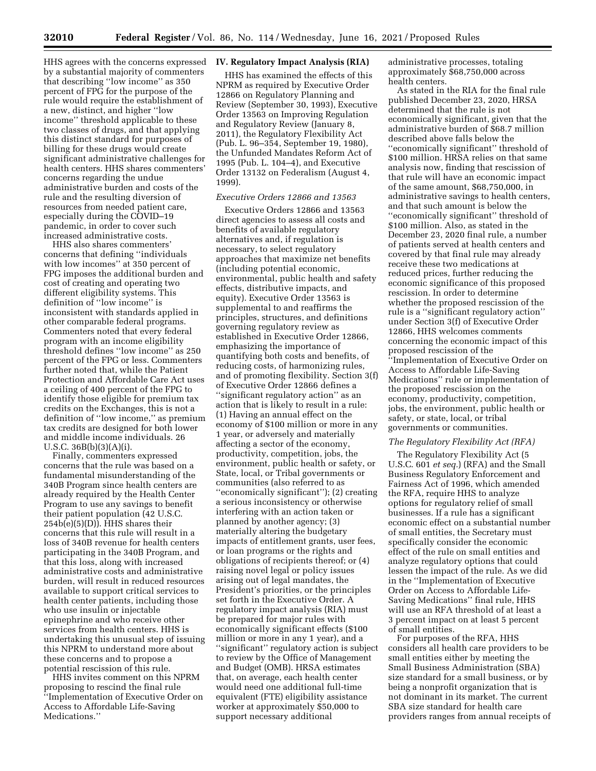HHS agrees with the concerns expressed by a substantial majority of commenters that describing "low income" as 350 percent of FPG for the purpose of the rule would require the establishment of a new, distinct, and higher "low income" threshold applicable to these two classes of drugs, and that applying this distinct standard for purposes of billing for these drugs would create significant administrative challenges for health centers. HHS shares commenters' concerns regarding the undue administrative burden and costs of the rule and the resulting diversion of resources from needed patient care, especially during the COVID–19 pandemic, in order to cover such increased administrative costs.

HHS also shares commenters' concerns that defining "individuals with low incomes" at 350 percent of FPG imposes the additional burden and cost of creating and operating two different eligibility systems. This definition of "low income" is inconsistent with standards applied in other comparable federal programs. Commenters noted that every federal program with an income eligibility threshold defines "low income" as 250 percent of the FPG or less. Commenters further noted that, while the Patient Protection and Affordable Care Act uses a ceiling of 400 percent of the FPG to identify those eligible for premium tax credits on the Exchanges, this is not a definition of "low income," as premium tax credits are designed for both lower and middle income individuals. 26 U.S.C. 36B(b)(3)(A)(i).

Finally, commenters expressed concerns that the rule was based on a fundamental misunderstanding of the 340B Program since health centers are already required by the Health Center Program to use any savings to benefit their patient population (42 U.S.C. 254b(e)(5)(D)). HHS shares their concerns that this rule will result in a loss of 340B revenue for health centers participating in the 340B Program, and that this loss, along with increased administrative costs and administrative burden, will result in reduced resources available to support critical services to health center patients, including those who use insulin or injectable epinephrine and who receive other services from health centers. HHS is undertaking this unusual step of issuing this NPRM to understand more about these concerns and to propose a potential rescission of this rule.

HHS invites comment on this NPRM proposing to rescind the final rule "Implementation of Executive Order on Access to Affordable Life-Saving Medications."

## IV. Regulatory Impact Analysis (RIA)

HHS has examined the effects of this NPRM as required by Executive Order 12866 on Regulatory Planning and Review (September 30, 1993), Executive Order 13563 on Improving Regulation and Regulatory Review (January 8, 2011), the Regulatory Flexibility Act (Pub. L. 96–354, September 19, 1980), the Unfunded Mandates Reform Act of 1995 (Pub. L. 104–4), and Executive Order 13132 on Federalism (August 4, 1999).

### *Executive Orders 12866 and 13563*

Executive Orders 12866 and 13563 direct agencies to assess all costs and benefits of available regulatory alternatives and, if regulation is necessary, to select regulatory approaches that maximize net benefits (including potential economic, environmental, public health and safety effects, distributive impacts, and equity). Executive Order 13563 is supplemental to and reaffirms the principles, structures, and definitions governing regulatory review as established in Executive Order 12866, emphasizing the importance of quantifying both costs and benefits, of reducing costs, of harmonizing rules, and of promoting flexibility. Section 3(f) of Executive Order 12866 defines a "significant regulatory action" as an action that is likely to result in a rule: (1) Having an annual effect on the economy of $100 million or more in any 1 year, or adversely and materially affecting a sector of the economy, productivity, competition, jobs, the environment, public health or safety, or State, local, or Tribal governments or communities (also referred to as "economically significant"); (2) creating a serious inconsistency or otherwise interfering with an action taken or planned by another agency; (3) materially altering the budgetary impacts of entitlement grants, user fees, or loan programs or the rights and obligations of recipients thereof; or (4) raising novel legal or policy issues arising out of legal mandates, the President's priorities, or the principles set forth in the Executive Order. A regulatory impact analysis (RIA) must be prepared for major rules with economically significant effects ($100 million or more in any 1 year), and a "significant" regulatory action is subject to review by the Office of Management and Budget (OMB). HRSA estimates that, on average, each health center would need one additional full-time equivalent (FTE) eligibility assistance worker at approximately $50,000 to support necessary additional administrative processes, totaling approximately $68,750,000 across health centers.

As stated in the RIA for the final rule published December 23, 2020, HRSA determined that the rule is not economically significant, given that the administrative burden of $68.7 million described above falls below the "economically significant" threshold of $100 million. HRSA relies on that same analysis now, finding that rescission of that rule will have an economic impact of the same amount, $68,750,000, in administrative savings to health centers, and that such amount is below the "economically significant" threshold of $100 million. Also, as stated in the December 23, 2020 final rule, a number of patients served at health centers and covered by that final rule may already receive these two medications at reduced prices, further reducing the economic significance of this proposed rescission. In order to determine whether the proposed rescission of the rule is a "significant regulatory action" under Section 3(f) of Executive Order 12866, HHS welcomes comments concerning the economic impact of this proposed rescission of the "Implementation of Executive Order on Access to Affordable Life-Saving Medications" rule or implementation of the proposed rescission on the economy, productivity, competition, jobs, the environment, public health or safety, or state, local, or tribal governments or communities.

### *The Regulatory Flexibility Act (RFA)*

The Regulatory Flexibility Act (5 U.S.C. 601 *et seq.*) (RFA) and the Small Business Regulatory Enforcement and Fairness Act of 1996, which amended the RFA, require HHS to analyze options for regulatory relief of small businesses. If a rule has a significant economic effect on a substantial number of small entities, the Secretary must specifically consider the economic effect of the rule on small entities and analyze regulatory options that could lessen the impact of the rule. As we did in the "Implementation of Executive Order on Access to Affordable Life-Saving Medications" final rule, HHS will use an RFA threshold of at least a 3 percent impact on at least 5 percent of small entities.

For purposes of the RFA, HHS considers all health care providers to be small entities either by meeting the Small Business Administration (SBA) size standard for a small business, or by being a nonprofit organization that is not dominant in its market. The current SBA size standard for health care providers ranges from annual receipts of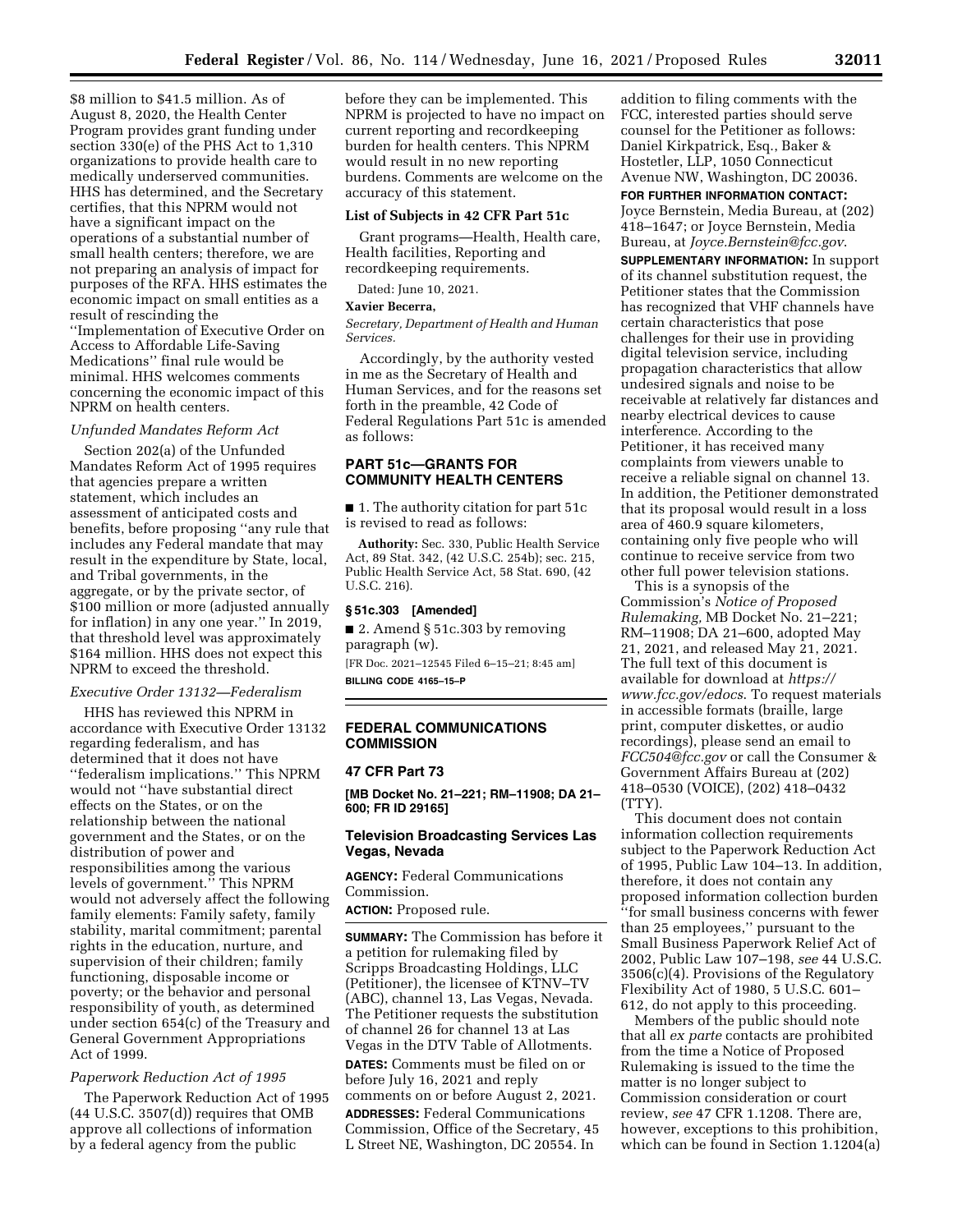$8 million to $41.5 million. As of August 8, 2020, the Health Center Program provides grant funding under section 330(e) of the PHS Act to 1,310 organizations to provide health care to medically underserved communities. HHS has determined, and the Secretary certifies, that this NPRM would not have a significant impact on the operations of a substantial number of small health centers; therefore, we are not preparing an analysis of impact for purposes of the RFA. HHS estimates the economic impact on small entities as a result of rescinding the ''Implementation of Executive Order on Access to Affordable Life-Saving Medications'' final rule would be minimal. HHS welcomes comments concerning the economic impact of this NPRM on health centers.

*Unfunded Mandates Reform Act*

Section 202(a) of the Unfunded Mandates Reform Act of 1995 requires that agencies prepare a written statement, which includes an assessment of anticipated costs and benefits, before proposing ''any rule that includes any Federal mandate that may result in the expenditure by State, local, and Tribal governments, in the aggregate, or by the private sector, of $100 million or more (adjusted annually for inflation) in any one year.'' In 2019, that threshold level was approximately $164 million. HHS does not expect this NPRM to exceed the threshold.

*Executive Order 13132—Federalism*

HHS has reviewed this NPRM in accordance with Executive Order 13132 regarding federalism, and has determined that it does not have ''federalism implications.'' This NPRM would not ''have substantial direct effects on the States, or on the relationship between the national government and the States, or on the distribution of power and responsibilities among the various levels of government.'' This NPRM would not adversely affect the following family elements: Family safety, family stability, marital commitment; parental rights in the education, nurture, and supervision of their children; family functioning, disposable income or poverty; or the behavior and personal responsibility of youth, as determined under section 654(c) of the Treasury and General Government Appropriations Act of 1999.

*Paperwork Reduction Act of 1995*

The Paperwork Reduction Act of 1995 (44 U.S.C. 3507(d)) requires that OMB approve all collections of information by a federal agency from the public before they can be implemented. This NPRM is projected to have no impact on current reporting and recordkeeping burden for health centers. This NPRM would result in no new reporting burdens. Comments are welcome on the accuracy of this statement.

**List of Subjects in 42 CFR Part 51c**

Grant programs—Health, Health care, Health facilities, Reporting and recordkeeping requirements.

Dated: June 10, 2021.

**Xavier Becerra,**

*Secretary, Department of Health and Human Services.*

Accordingly, by the authority vested in me as the Secretary of Health and Human Services, and for the reasons set forth in the preamble, 42 Code of Federal Regulations Part 51c is amended as follows:

## PART 51c—GRANTS FOR COMMUNITY HEALTH CENTERS

■ 1. The authority citation for part 51c is revised to read as follows:

**Authority:** Sec. 330, Public Health Service Act, 89 Stat. 342, (42 U.S.C. 254b); sec. 215, Public Health Service Act, 58 Stat. 690, (42 U.S.C. 216).

### § 51c.303 [Amended]

■ 2. Amend § 51c.303 by removing paragraph (w).

[FR Doc. 2021–12545 Filed 6–15–21; 8:45 am]

**BILLING CODE 4165–15–P**

---

## FEDERAL COMMUNICATIONS COMMISSION

### 47 CFR Part 73

**[MB Docket No. 21–221; RM–11908; DA 21–600; FR ID 29165]**

### Television Broadcasting Services Las Vegas, Nevada

**AGENCY:** Federal Communications Commission.

**ACTION:** Proposed rule.

**SUMMARY:** The Commission has before it a petition for rulemaking filed by Scripps Broadcasting Holdings, LLC (Petitioner), the licensee of KTNV–TV (ABC), channel 13, Las Vegas, Nevada. The Petitioner requests the substitution of channel 26 for channel 13 at Las Vegas in the DTV Table of Allotments.

**DATES:** Comments must be filed on or before July 16, 2021 and reply comments on or before August 2, 2021.

**ADDRESSES:** Federal Communications Commission, Office of the Secretary, 45 L Street NE, Washington, DC 20554. In addition to filing comments with the FCC, interested parties should serve counsel for the Petitioner as follows: Daniel Kirkpatrick, Esq., Baker & Hostetler, LLP, 1050 Connecticut Avenue NW, Washington, DC 20036.

**FOR FURTHER INFORMATION CONTACT:** Joyce Bernstein, Media Bureau, at (202) 418–1647; or Joyce Bernstein, Media Bureau, at *Joyce.Bernstein@fcc.gov*.

**SUPPLEMENTARY INFORMATION:** In support of its channel substitution request, the Petitioner states that the Commission has recognized that VHF channels have certain characteristics that pose challenges for their use in providing digital television service, including propagation characteristics that allow undesired signals and noise to be receivable at relatively far distances and nearby electrical devices to cause interference. According to the Petitioner, it has received many complaints from viewers unable to receive a reliable signal on channel 13. In addition, the Petitioner demonstrated that its proposal would result in a loss area of 460.9 square kilometers, containing only five people who will continue to receive service from two other full power television stations.

This is a synopsis of the Commission's *Notice of Proposed Rulemaking,* MB Docket No. 21–221; RM–11908; DA 21–600, adopted May 21, 2021, and released May 21, 2021. The full text of this document is available for download at *https://www.fcc.gov/edocs*. To request materials in accessible formats (braille, large print, computer diskettes, or audio recordings), please send an email to *FCC504@fcc.gov* or call the Consumer & Government Affairs Bureau at (202) 418–0530 (VOICE), (202) 418–0432 (TTY).

This document does not contain information collection requirements subject to the Paperwork Reduction Act of 1995, Public Law 104–13. In addition, therefore, it does not contain any proposed information collection burden ''for small business concerns with fewer than 25 employees,'' pursuant to the Small Business Paperwork Relief Act of 2002, Public Law 107–198, *see* 44 U.S.C. 3506(c)(4). Provisions of the Regulatory Flexibility Act of 1980, 5 U.S.C. 601–612, do not apply to this proceeding.

Members of the public should note that all *ex parte* contacts are prohibited from the time a Notice of Proposed Rulemaking is issued to the time the matter is no longer subject to Commission consideration or court review, *see* 47 CFR 1.1208. There are, however, exceptions to this prohibition, which can be found in Section 1.1204(a)